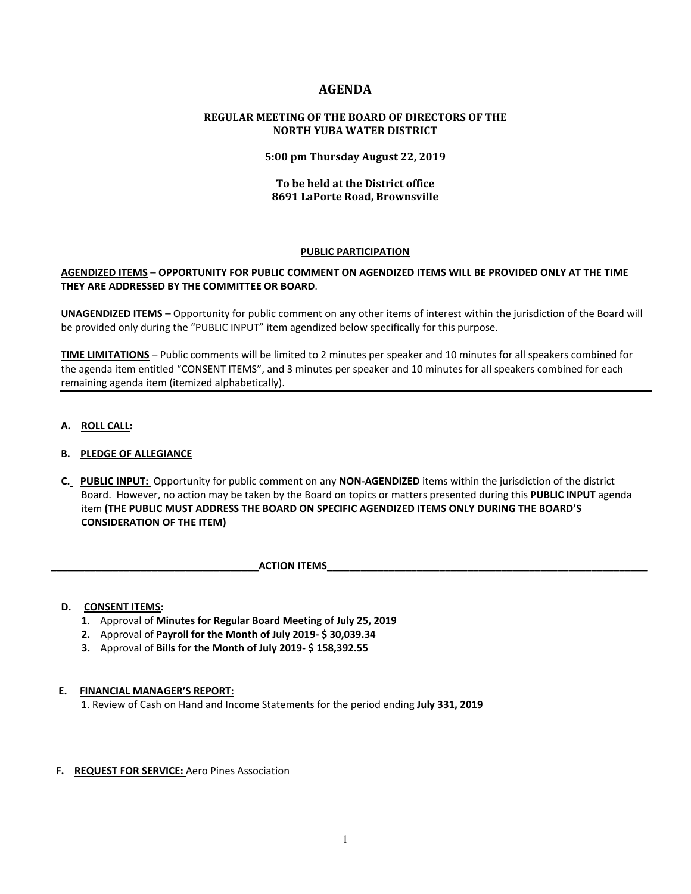# AGENDA

## REGULAR MEETING OF THE BOARD OF DIRECTORS OF THE NORTH YUBA WATER DISTRICT

**5:00 pm Thursday August 22, 2019**

**To be held at the District office**
**8691 LaPorte Road, Brownsville**

---

**PUBLIC PARTICIPATION**

**AGENDIZED ITEMS – OPPORTUNITY FOR PUBLIC COMMENT ON AGENDIZED ITEMS WILL BE PROVIDED ONLY AT THE TIME THEY ARE ADDRESSED BY THE COMMITTEE OR BOARD**.

**UNAGENDIZED ITEMS** – Opportunity for public comment on any other items of interest within the jurisdiction of the Board will be provided only during the "PUBLIC INPUT" item agendized below specifically for this purpose.

**TIME LIMITATIONS** – Public comments will be limited to 2 minutes per speaker and 10 minutes for all speakers combined for the agenda item entitled "CONSENT ITEMS", and 3 minutes per speaker and 10 minutes for all speakers combined for each remaining agenda item (itemized alphabetically).

---

**A. ROLL CALL:**

**B. PLEDGE OF ALLEGIANCE**

**C. PUBLIC INPUT:** Opportunity for public comment on any **NON-AGENDIZED** items within the jurisdiction of the district Board. However, no action may be taken by the Board on topics or matters presented during this **PUBLIC INPUT** agenda item **(THE PUBLIC MUST ADDRESS THE BOARD ON SPECIFIC AGENDIZED ITEMS ONLY DURING THE BOARD'S CONSIDERATION OF THE ITEM)**

**ACTION ITEMS**

**D. CONSENT ITEMS:**

1. Approval of **Minutes for Regular Board Meeting of July 25, 2019**
2. Approval of **Payroll for the Month of July 2019- $ 30,039.34**
3. Approval of **Bills for the Month of July 2019- $ 158,392.55**

**E. FINANCIAL MANAGER'S REPORT:**

1. Review of Cash on Hand and Income Statements for the period ending **July 331, 2019**

**F. REQUEST FOR SERVICE:** Aero Pines Association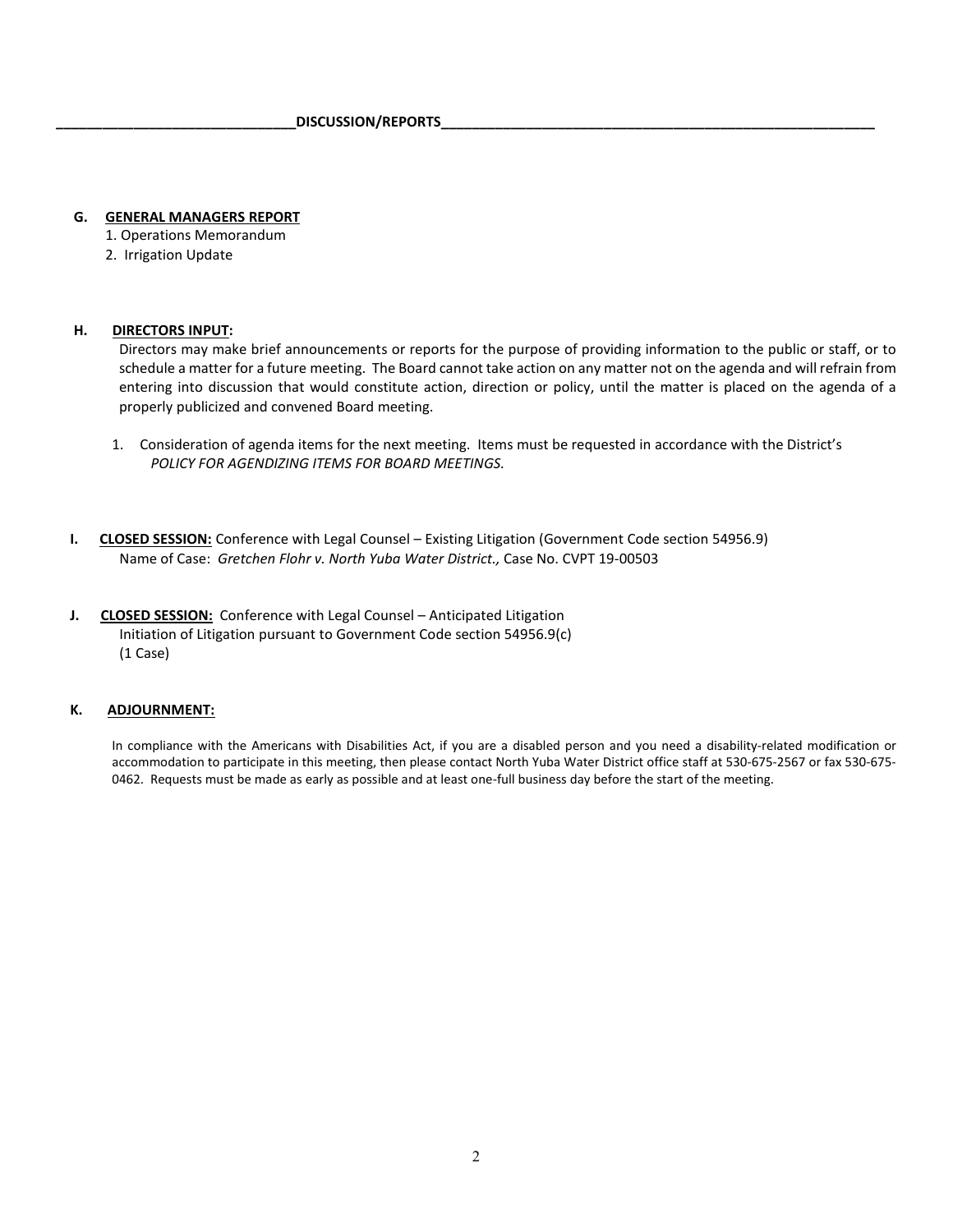## DISCUSSION/REPORTS

**G. GENERAL MANAGERS REPORT**

1. Operations Memorandum
2. Irrigation Update

**H. DIRECTORS INPUT:**

Directors may make brief announcements or reports for the purpose of providing information to the public or staff, or to schedule a matter for a future meeting. The Board cannot take action on any matter not on the agenda and will refrain from entering into discussion that would constitute action, direction or policy, until the matter is placed on the agenda of a properly publicized and convened Board meeting.

1. Consideration of agenda items for the next meeting. Items must be requested in accordance with the District's *POLICY FOR AGENDIZING ITEMS FOR BOARD MEETINGS.*

**I. CLOSED SESSION:** Conference with Legal Counsel – Existing Litigation (Government Code section 54956.9)
Name of Case: *Gretchen Flohr v. North Yuba Water District.,* Case No. CVPT 19-00503

**J. CLOSED SESSION:** Conference with Legal Counsel – Anticipated Litigation
Initiation of Litigation pursuant to Government Code section 54956.9(c)
(1 Case)

**K. ADJOURNMENT:**

In compliance with the Americans with Disabilities Act, if you are a disabled person and you need a disability-related modification or accommodation to participate in this meeting, then please contact North Yuba Water District office staff at 530-675-2567 or fax 530-675-0462. Requests must be made as early as possible and at least one-full business day before the start of the meeting.